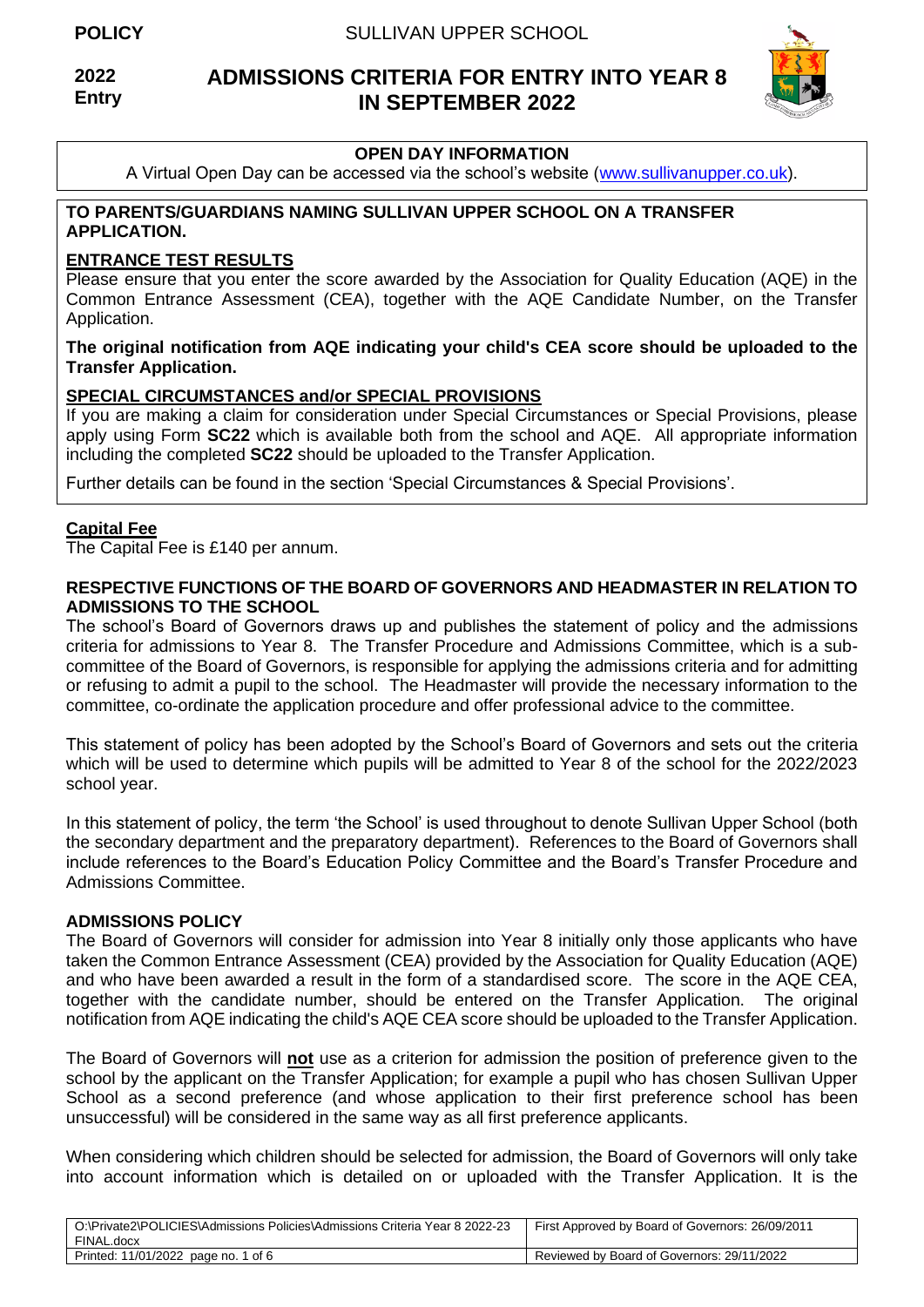**POLICY** SULLIVAN UPPER SCHOOL

**2022 Entry**

# ADMISSIONS CRITERIA FOR ENTRY INTO YEAR 8 IN SEPTEMBER 2022

**OPEN DAY INFORMATION**

A Virtual Open Day can be accessed via the school's website (www.sullivanupper.co.uk).

**TO PARENTS/GUARDIANS NAMING SULLIVAN UPPER SCHOOL ON A TRANSFER APPLICATION.**

**ENTRANCE TEST RESULTS**

Please ensure that you enter the score awarded by the Association for Quality Education (AQE) in the Common Entrance Assessment (CEA), together with the AQE Candidate Number, on the Transfer Application.

**The original notification from AQE indicating your child's CEA score should be uploaded to the Transfer Application.**

**SPECIAL CIRCUMSTANCES and/or SPECIAL PROVISIONS**

If you are making a claim for consideration under Special Circumstances or Special Provisions, please apply using Form **SC22** which is available both from the school and AQE. All appropriate information including the completed **SC22** should be uploaded to the Transfer Application.

Further details can be found in the section 'Special Circumstances & Special Provisions'.

**Capital Fee**

The Capital Fee is £140 per annum.

**RESPECTIVE FUNCTIONS OF THE BOARD OF GOVERNORS AND HEADMASTER IN RELATION TO ADMISSIONS TO THE SCHOOL**

The school's Board of Governors draws up and publishes the statement of policy and the admissions criteria for admissions to Year 8. The Transfer Procedure and Admissions Committee, which is a sub-committee of the Board of Governors, is responsible for applying the admissions criteria and for admitting or refusing to admit a pupil to the school. The Headmaster will provide the necessary information to the committee, co-ordinate the application procedure and offer professional advice to the committee.

This statement of policy has been adopted by the School's Board of Governors and sets out the criteria which will be used to determine which pupils will be admitted to Year 8 of the school for the 2022/2023 school year.

In this statement of policy, the term 'the School' is used throughout to denote Sullivan Upper School (both the secondary department and the preparatory department). References to the Board of Governors shall include references to the Board's Education Policy Committee and the Board's Transfer Procedure and Admissions Committee.

**ADMISSIONS POLICY**

The Board of Governors will consider for admission into Year 8 initially only those applicants who have taken the Common Entrance Assessment (CEA) provided by the Association for Quality Education (AQE) and who have been awarded a result in the form of a standardised score. The score in the AQE CEA, together with the candidate number, should be entered on the Transfer Application. The original notification from AQE indicating the child's AQE CEA score should be uploaded to the Transfer Application.

The Board of Governors will **not** use as a criterion for admission the position of preference given to the school by the applicant on the Transfer Application; for example a pupil who has chosen Sullivan Upper School as a second preference (and whose application to their first preference school has been unsuccessful) will be considered in the same way as all first preference applicants.

When considering which children should be selected for admission, the Board of Governors will only take into account information which is detailed on or uploaded with the Transfer Application. It is the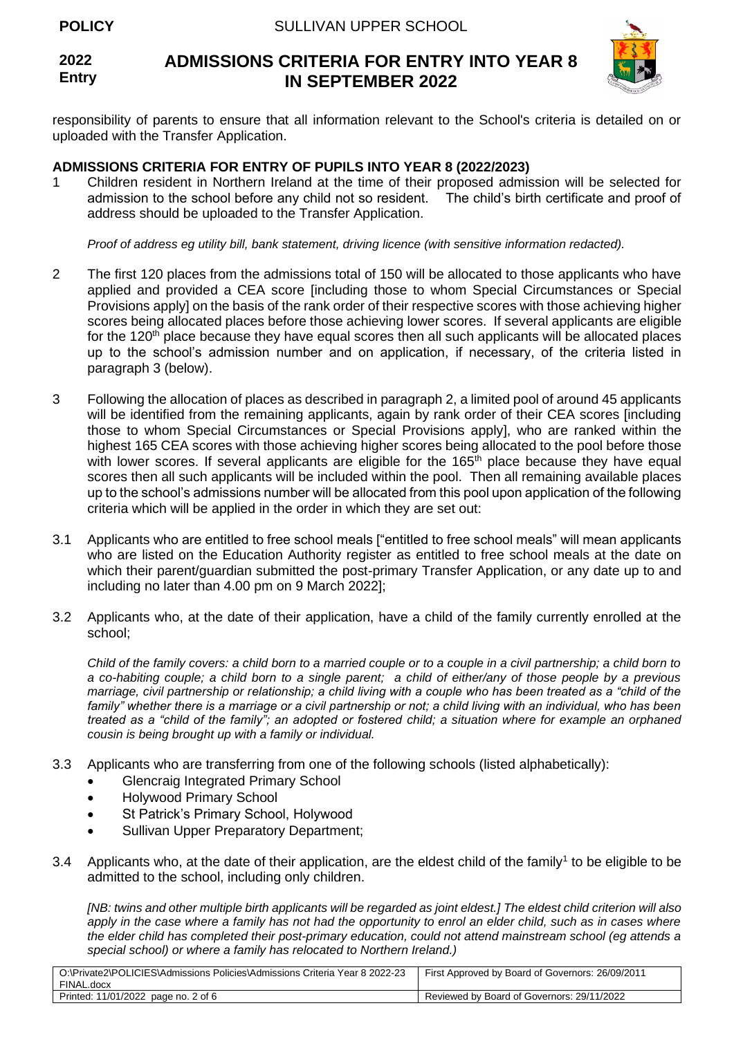responsibility of parents to ensure that all information relevant to the School's criteria is detailed on or uploaded with the Transfer Application.

**ADMISSIONS CRITERIA FOR ENTRY OF PUPILS INTO YEAR 8 (2022/2023)**

1 Children resident in Northern Ireland at the time of their proposed admission will be selected for admission to the school before any child not so resident. The child's birth certificate and proof of address should be uploaded to the Transfer Application.

*Proof of address eg utility bill, bank statement, driving licence (with sensitive information redacted).*

2 The first 120 places from the admissions total of 150 will be allocated to those applicants who have applied and provided a CEA score [including those to whom Special Circumstances or Special Provisions apply] on the basis of the rank order of their respective scores with those achieving higher scores being allocated places before those achieving lower scores. If several applicants are eligible for the 120th place because they have equal scores then all such applicants will be allocated places up to the school's admission number and on application, if necessary, of the criteria listed in paragraph 3 (below).

3 Following the allocation of places as described in paragraph 2, a limited pool of around 45 applicants will be identified from the remaining applicants, again by rank order of their CEA scores [including those to whom Special Circumstances or Special Provisions apply], who are ranked within the highest 165 CEA scores with those achieving higher scores being allocated to the pool before those with lower scores. If several applicants are eligible for the 165th place because they have equal scores then all such applicants will be included within the pool. Then all remaining available places up to the school's admissions number will be allocated from this pool upon application of the following criteria which will be applied in the order in which they are set out:

3.1 Applicants who are entitled to free school meals ["entitled to free school meals" will mean applicants who are listed on the Education Authority register as entitled to free school meals at the date on which their parent/guardian submitted the post-primary Transfer Application, or any date up to and including no later than 4.00 pm on 9 March 2022];

3.2 Applicants who, at the date of their application, have a child of the family currently enrolled at the school;

*Child of the family covers: a child born to a married couple or to a couple in a civil partnership; a child born to a co-habiting couple; a child born to a single parent; a child of either/any of those people by a previous marriage, civil partnership or relationship; a child living with a couple who has been treated as a "child of the family" whether there is a marriage or a civil partnership or not; a child living with an individual, who has been treated as a "child of the family"; an adopted or fostered child; a situation where for example an orphaned cousin is being brought up with a family or individual.*

3.3 Applicants who are transferring from one of the following schools (listed alphabetically):

- Glencraig Integrated Primary School
- Holywood Primary School
- St Patrick's Primary School, Holywood
- Sullivan Upper Preparatory Department;

3.4 Applicants who, at the date of their application, are the eldest child of the family[1] to be eligible to be admitted to the school, including only children.

*[NB: twins and other multiple birth applicants will be regarded as joint eldest.] The eldest child criterion will also apply in the case where a family has not had the opportunity to enrol an elder child, such as in cases where the elder child has completed their post-primary education, could not attend mainstream school (eg attends a special school) or where a family has relocated to Northern Ireland.)*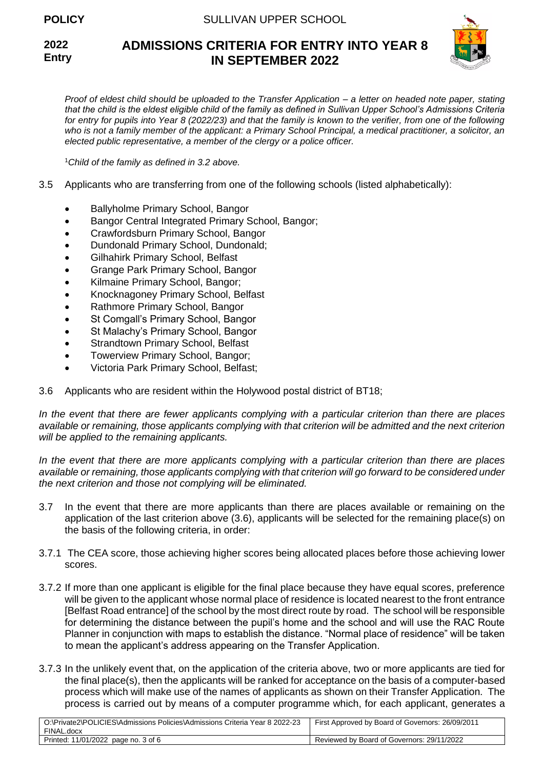*Proof of eldest child should be uploaded to the Transfer Application – a letter on headed note paper, stating that the child is the eldest eligible child of the family as defined in Sullivan Upper School's Admissions Criteria for entry for pupils into Year 8 (2022/23) and that the family is known to the verifier, from one of the following who is not a family member of the applicant: a Primary School Principal, a medical practitioner, a solicitor, an elected public representative, a member of the clergy or a police officer.*

[1]*Child of the family as defined in 3.2 above.*

3.5 Applicants who are transferring from one of the following schools (listed alphabetically):

- Ballyholme Primary School, Bangor
- Bangor Central Integrated Primary School, Bangor;
- Crawfordsburn Primary School, Bangor
- Dundonald Primary School, Dundonald;
- Gilhahirk Primary School, Belfast
- Grange Park Primary School, Bangor
- Kilmaine Primary School, Bangor;
- Knocknagoney Primary School, Belfast
- Rathmore Primary School, Bangor
- St Comgall's Primary School, Bangor
- St Malachy's Primary School, Bangor
- Strandtown Primary School, Belfast
- Towerview Primary School, Bangor;
- Victoria Park Primary School, Belfast;

3.6 Applicants who are resident within the Holywood postal district of BT18;

*In the event that there are fewer applicants complying with a particular criterion than there are places available or remaining, those applicants complying with that criterion will be admitted and the next criterion will be applied to the remaining applicants.*

*In the event that there are more applicants complying with a particular criterion than there are places available or remaining, those applicants complying with that criterion will go forward to be considered under the next criterion and those not complying will be eliminated.*

3.7 In the event that there are more applicants than there are places available or remaining on the application of the last criterion above (3.6), applicants will be selected for the remaining place(s) on the basis of the following criteria, in order:

3.7.1 The CEA score, those achieving higher scores being allocated places before those achieving lower scores.

3.7.2 If more than one applicant is eligible for the final place because they have equal scores, preference will be given to the applicant whose normal place of residence is located nearest to the front entrance [Belfast Road entrance] of the school by the most direct route by road. The school will be responsible for determining the distance between the pupil's home and the school and will use the RAC Route Planner in conjunction with maps to establish the distance. "Normal place of residence" will be taken to mean the applicant's address appearing on the Transfer Application.

3.7.3 In the unlikely event that, on the application of the criteria above, two or more applicants are tied for the final place(s), then the applicants will be ranked for acceptance on the basis of a computer-based process which will make use of the names of applicants as shown on their Transfer Application. The process is carried out by means of a computer programme which, for each applicant, generates a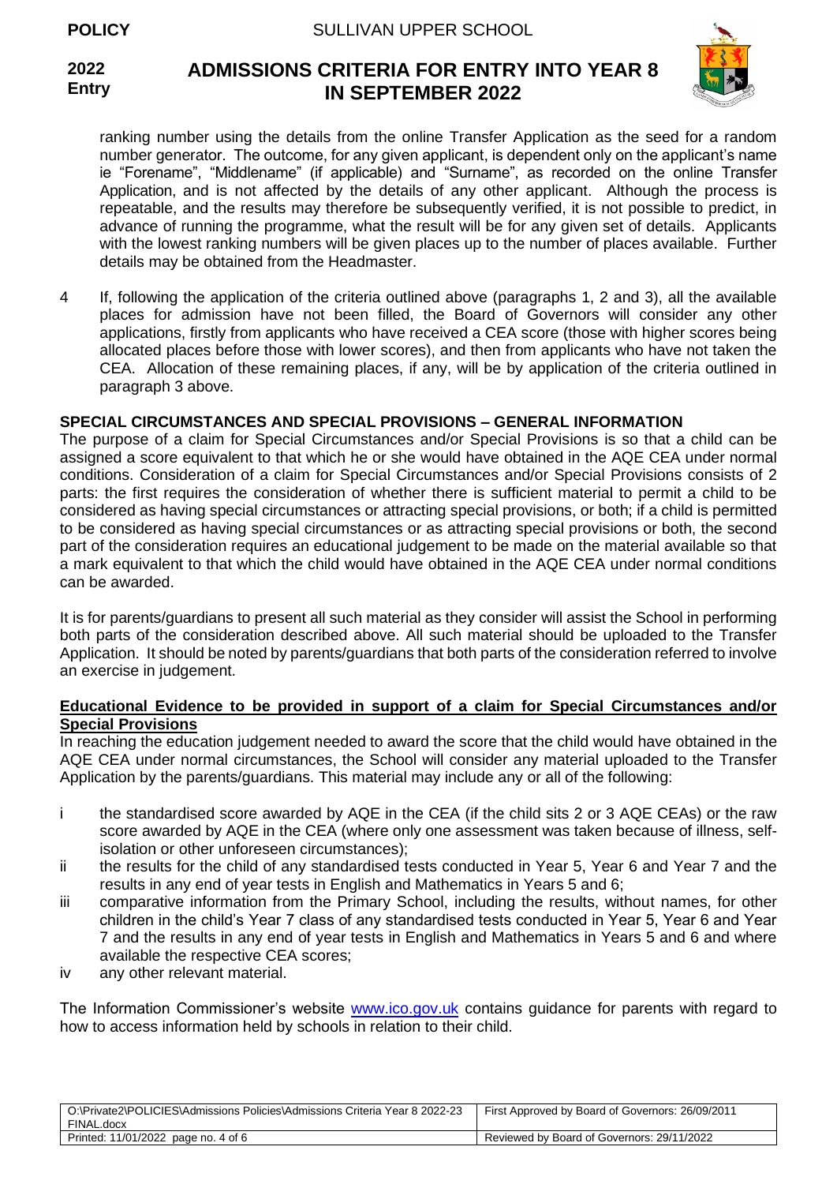ranking number using the details from the online Transfer Application as the seed for a random number generator. The outcome, for any given applicant, is dependent only on the applicant's name ie "Forename", "Middlename" (if applicable) and "Surname", as recorded on the online Transfer Application, and is not affected by the details of any other applicant. Although the process is repeatable, and the results may therefore be subsequently verified, it is not possible to predict, in advance of running the programme, what the result will be for any given set of details. Applicants with the lowest ranking numbers will be given places up to the number of places available. Further details may be obtained from the Headmaster.

4 If, following the application of the criteria outlined above (paragraphs 1, 2 and 3), all the available places for admission have not been filled, the Board of Governors will consider any other applications, firstly from applicants who have received a CEA score (those with higher scores being allocated places before those with lower scores), and then from applicants who have not taken the CEA. Allocation of these remaining places, if any, will be by application of the criteria outlined in paragraph 3 above.

## SPECIAL CIRCUMSTANCES AND SPECIAL PROVISIONS – GENERAL INFORMATION

The purpose of a claim for Special Circumstances and/or Special Provisions is so that a child can be assigned a score equivalent to that which he or she would have obtained in the AQE CEA under normal conditions. Consideration of a claim for Special Circumstances and/or Special Provisions consists of 2 parts: the first requires the consideration of whether there is sufficient material to permit a child to be considered as having special circumstances or attracting special provisions, or both; if a child is permitted to be considered as having special circumstances or as attracting special provisions or both, the second part of the consideration requires an educational judgement to be made on the material available so that a mark equivalent to that which the child would have obtained in the AQE CEA under normal conditions can be awarded.

It is for parents/guardians to present all such material as they consider will assist the School in performing both parts of the consideration described above. All such material should be uploaded to the Transfer Application. It should be noted by parents/guardians that both parts of the consideration referred to involve an exercise in judgement.

### Educational Evidence to be provided in support of a claim for Special Circumstances and/or Special Provisions

In reaching the education judgement needed to award the score that the child would have obtained in the AQE CEA under normal circumstances, the School will consider any material uploaded to the Transfer Application by the parents/guardians. This material may include any or all of the following:

i the standardised score awarded by AQE in the CEA (if the child sits 2 or 3 AQE CEAs) or the raw score awarded by AQE in the CEA (where only one assessment was taken because of illness, self-isolation or other unforeseen circumstances);

ii the results for the child of any standardised tests conducted in Year 5, Year 6 and Year 7 and the results in any end of year tests in English and Mathematics in Years 5 and 6;

iii comparative information from the Primary School, including the results, without names, for other children in the child's Year 7 class of any standardised tests conducted in Year 5, Year 6 and Year 7 and the results in any end of year tests in English and Mathematics in Years 5 and 6 and where available the respective CEA scores;

iv any other relevant material.

The Information Commissioner's website www.ico.gov.uk contains guidance for parents with regard to how to access information held by schools in relation to their child.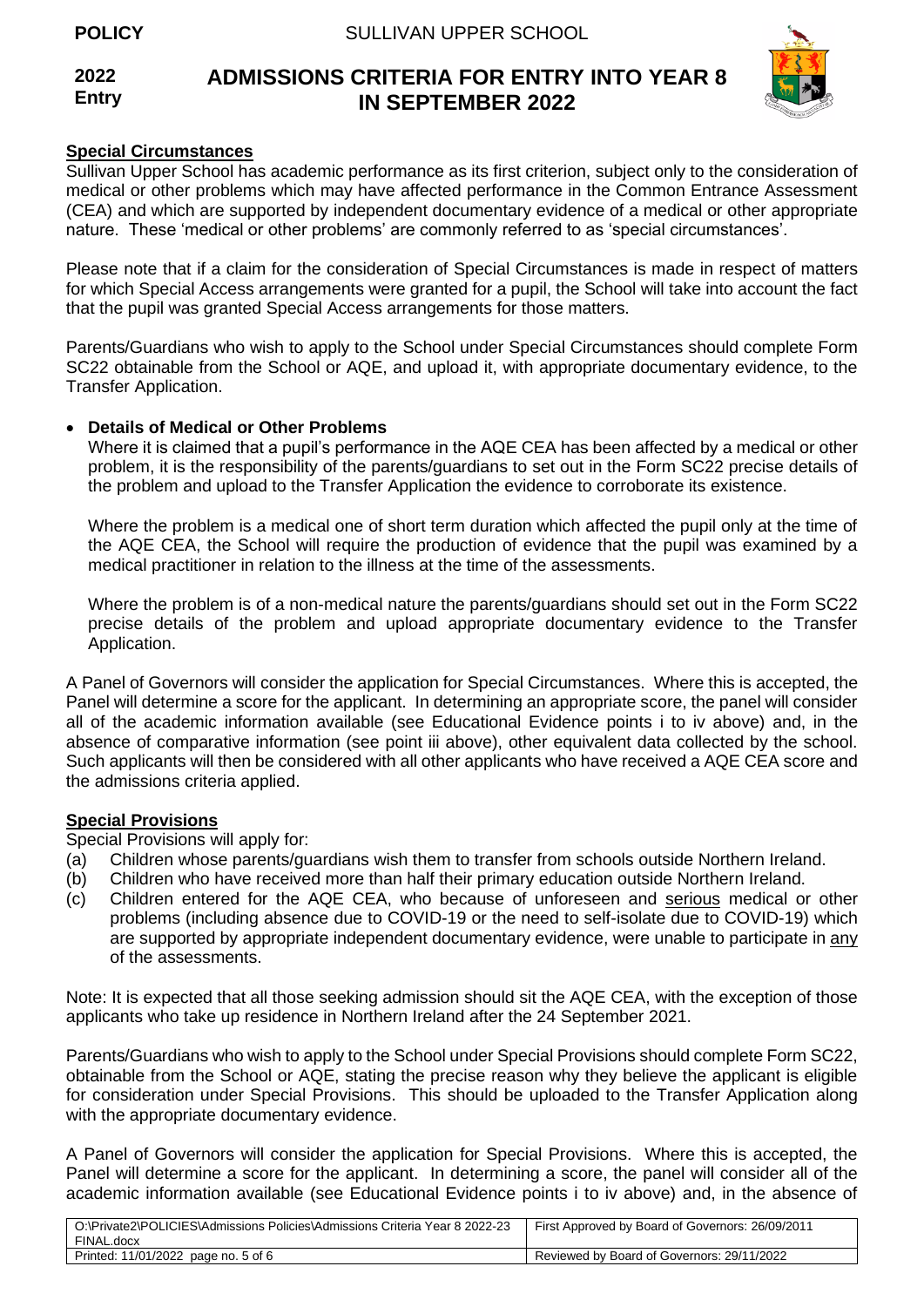## Special Circumstances

Sullivan Upper School has academic performance as its first criterion, subject only to the consideration of medical or other problems which may have affected performance in the Common Entrance Assessment (CEA) and which are supported by independent documentary evidence of a medical or other appropriate nature. These 'medical or other problems' are commonly referred to as 'special circumstances'.

Please note that if a claim for the consideration of Special Circumstances is made in respect of matters for which Special Access arrangements were granted for a pupil, the School will take into account the fact that the pupil was granted Special Access arrangements for those matters.

Parents/Guardians who wish to apply to the School under Special Circumstances should complete Form SC22 obtainable from the School or AQE, and upload it, with appropriate documentary evidence, to the Transfer Application.

- **Details of Medical or Other Problems**

  Where it is claimed that a pupil's performance in the AQE CEA has been affected by a medical or other problem, it is the responsibility of the parents/guardians to set out in the Form SC22 precise details of the problem and upload to the Transfer Application the evidence to corroborate its existence.

  Where the problem is a medical one of short term duration which affected the pupil only at the time of the AQE CEA, the School will require the production of evidence that the pupil was examined by a medical practitioner in relation to the illness at the time of the assessments.

  Where the problem is of a non-medical nature the parents/guardians should set out in the Form SC22 precise details of the problem and upload appropriate documentary evidence to the Transfer Application.

A Panel of Governors will consider the application for Special Circumstances. Where this is accepted, the Panel will determine a score for the applicant. In determining an appropriate score, the panel will consider all of the academic information available (see Educational Evidence points i to iv above) and, in the absence of comparative information (see point iii above), other equivalent data collected by the school. Such applicants will then be considered with all other applicants who have received a AQE CEA score and the admissions criteria applied.

## Special Provisions

Special Provisions will apply for:

(a) Children whose parents/guardians wish them to transfer from schools outside Northern Ireland.
(b) Children who have received more than half their primary education outside Northern Ireland.
(c) Children entered for the AQE CEA, who because of unforeseen and serious medical or other problems (including absence due to COVID-19 or the need to self-isolate due to COVID-19) which are supported by appropriate independent documentary evidence, were unable to participate in any of the assessments.

Note: It is expected that all those seeking admission should sit the AQE CEA, with the exception of those applicants who take up residence in Northern Ireland after the 24 September 2021.

Parents/Guardians who wish to apply to the School under Special Provisions should complete Form SC22, obtainable from the School or AQE, stating the precise reason why they believe the applicant is eligible for consideration under Special Provisions. This should be uploaded to the Transfer Application along with the appropriate documentary evidence.

A Panel of Governors will consider the application for Special Provisions. Where this is accepted, the Panel will determine a score for the applicant. In determining a score, the panel will consider all of the academic information available (see Educational Evidence points i to iv above) and, in the absence of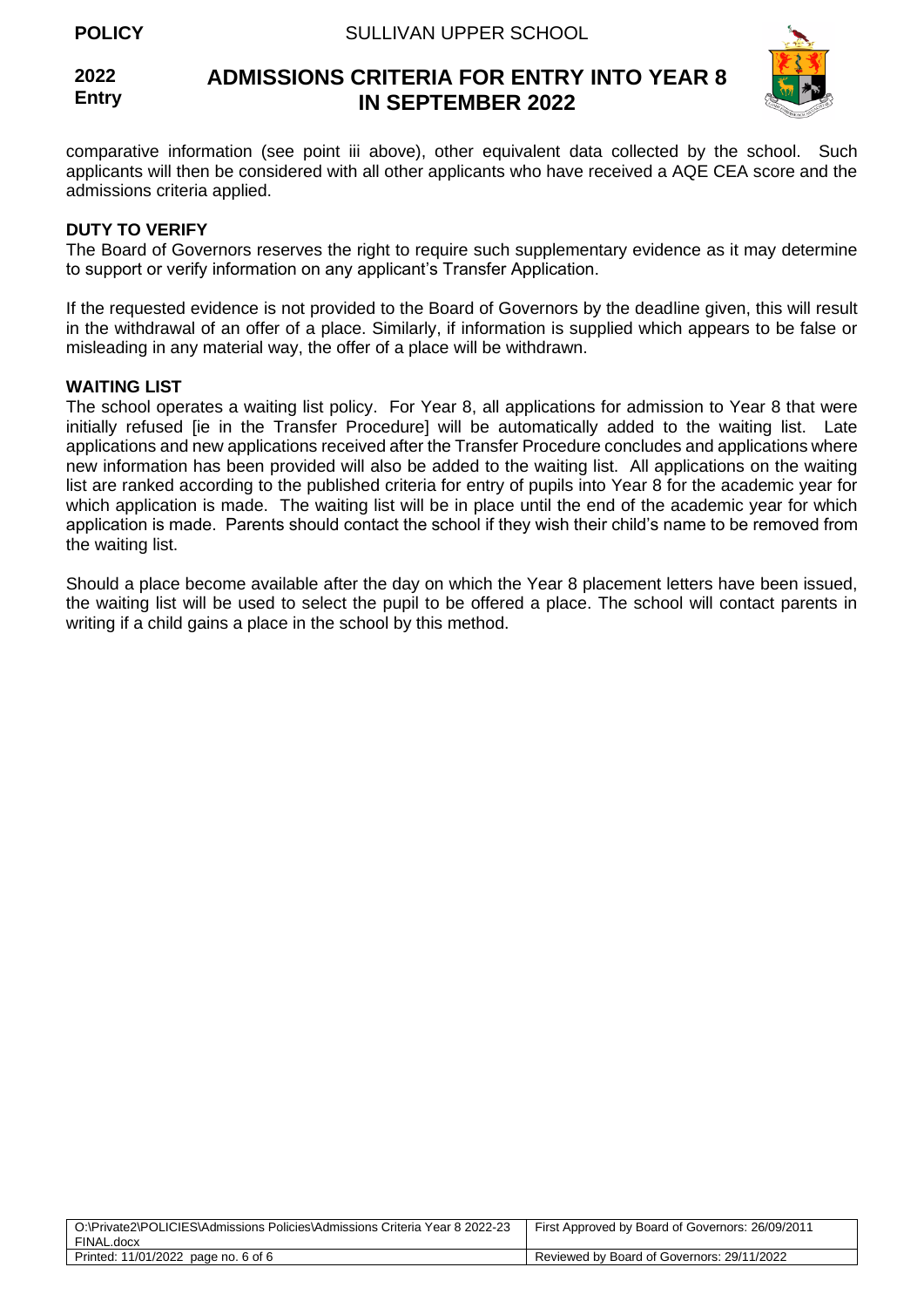comparative information (see point iii above), other equivalent data collected by the school. Such applicants will then be considered with all other applicants who have received a AQE CEA score and the admissions criteria applied.

**DUTY TO VERIFY**

The Board of Governors reserves the right to require such supplementary evidence as it may determine to support or verify information on any applicant's Transfer Application.

If the requested evidence is not provided to the Board of Governors by the deadline given, this will result in the withdrawal of an offer of a place. Similarly, if information is supplied which appears to be false or misleading in any material way, the offer of a place will be withdrawn.

**WAITING LIST**

The school operates a waiting list policy. For Year 8, all applications for admission to Year 8 that were initially refused [ie in the Transfer Procedure] will be automatically added to the waiting list. Late applications and new applications received after the Transfer Procedure concludes and applications where new information has been provided will also be added to the waiting list. All applications on the waiting list are ranked according to the published criteria for entry of pupils into Year 8 for the academic year for which application is made. The waiting list will be in place until the end of the academic year for which application is made. Parents should contact the school if they wish their child's name to be removed from the waiting list.

Should a place become available after the day on which the Year 8 placement letters have been issued, the waiting list will be used to select the pupil to be offered a place. The school will contact parents in writing if a child gains a place in the school by this method.